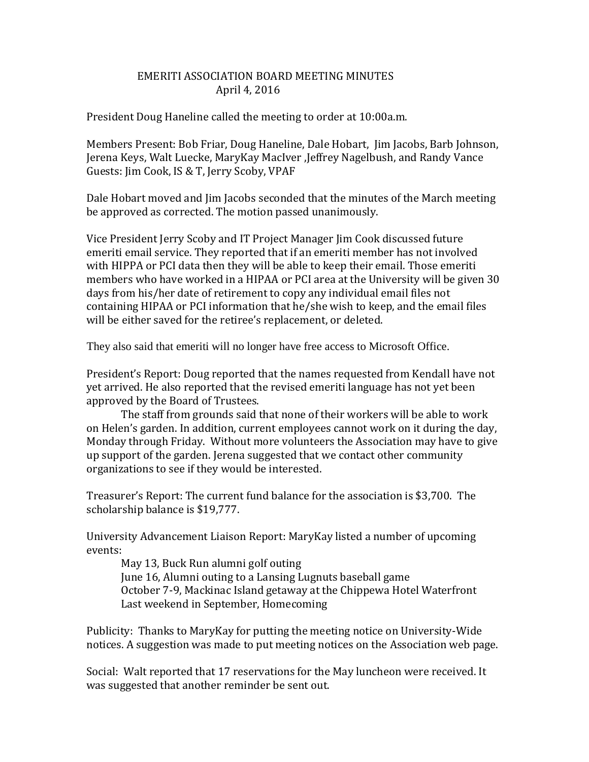# EMERITI ASSOCIATION BOARD MEETING MINUTES
## April 4, 2016

President Doug Haneline called the meeting to order at 10:00a.m.

Members Present: Bob Friar, Doug Haneline, Dale Hobart, Jim Jacobs, Barb Johnson, Jerena Keys, Walt Luecke, MaryKay MacIver ,Jeffrey Nagelbush, and Randy Vance
Guests: Jim Cook, IS & T, Jerry Scoby, VPAF

Dale Hobart moved and Jim Jacobs seconded that the minutes of the March meeting be approved as corrected. The motion passed unanimously.

Vice President Jerry Scoby and IT Project Manager Jim Cook discussed future emeriti email service. They reported that if an emeriti member has not involved with HIPPA or PCI data then they will be able to keep their email. Those emeriti members who have worked in a HIPAA or PCI area at the University will be given 30 days from his/her date of retirement to copy any individual email files not containing HIPAA or PCI information that he/she wish to keep, and the email files will be either saved for the retiree's replacement, or deleted.

They also said that emeriti will no longer have free access to Microsoft Office.

President's Report: Doug reported that the names requested from Kendall have not yet arrived. He also reported that the revised emeriti language has not yet been approved by the Board of Trustees.

The staff from grounds said that none of their workers will be able to work on Helen's garden. In addition, current employees cannot work on it during the day, Monday through Friday. Without more volunteers the Association may have to give up support of the garden. Jerena suggested that we contact other community organizations to see if they would be interested.

Treasurer's Report: The current fund balance for the association is $3,700. The scholarship balance is $19,777.

University Advancement Liaison Report: MaryKay listed a number of upcoming events:

May 13, Buck Run alumni golf outing
June 16, Alumni outing to a Lansing Lugnuts baseball game
October 7-9, Mackinac Island getaway at the Chippewa Hotel Waterfront
Last weekend in September, Homecoming

Publicity: Thanks to MaryKay for putting the meeting notice on University-Wide notices. A suggestion was made to put meeting notices on the Association web page.

Social: Walt reported that 17 reservations for the May luncheon were received. It was suggested that another reminder be sent out.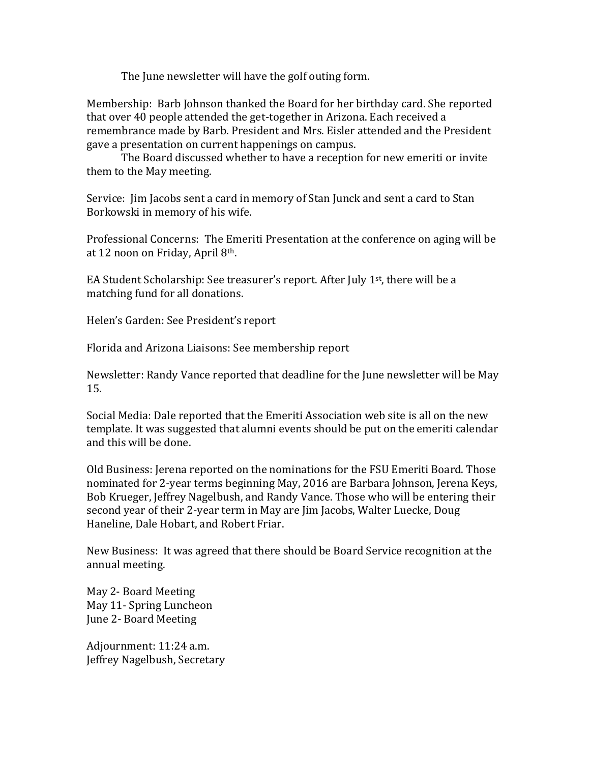The June newsletter will have the golf outing form.

Membership: Barb Johnson thanked the Board for her birthday card. She reported that over 40 people attended the get-together in Arizona. Each received a remembrance made by Barb. President and Mrs. Eisler attended and the President gave a presentation on current happenings on campus.

The Board discussed whether to have a reception for new emeriti or invite them to the May meeting.

Service: Jim Jacobs sent a card in memory of Stan Junck and sent a card to Stan Borkowski in memory of his wife.

Professional Concerns: The Emeriti Presentation at the conference on aging will be at 12 noon on Friday, April 8th.

EA Student Scholarship: See treasurer's report. After July 1st, there will be a matching fund for all donations.

Helen's Garden: See President's report

Florida and Arizona Liaisons: See membership report

Newsletter: Randy Vance reported that deadline for the June newsletter will be May 15.

Social Media: Dale reported that the Emeriti Association web site is all on the new template. It was suggested that alumni events should be put on the emeriti calendar and this will be done.

Old Business: Jerena reported on the nominations for the FSU Emeriti Board. Those nominated for 2-year terms beginning May, 2016 are Barbara Johnson, Jerena Keys, Bob Krueger, Jeffrey Nagelbush, and Randy Vance. Those who will be entering their second year of their 2-year term in May are Jim Jacobs, Walter Luecke, Doug Haneline, Dale Hobart, and Robert Friar.

New Business: It was agreed that there should be Board Service recognition at the annual meeting.

May 2- Board Meeting
May 11- Spring Luncheon
June 2- Board Meeting

Adjournment: 11:24 a.m.
Jeffrey Nagelbush, Secretary